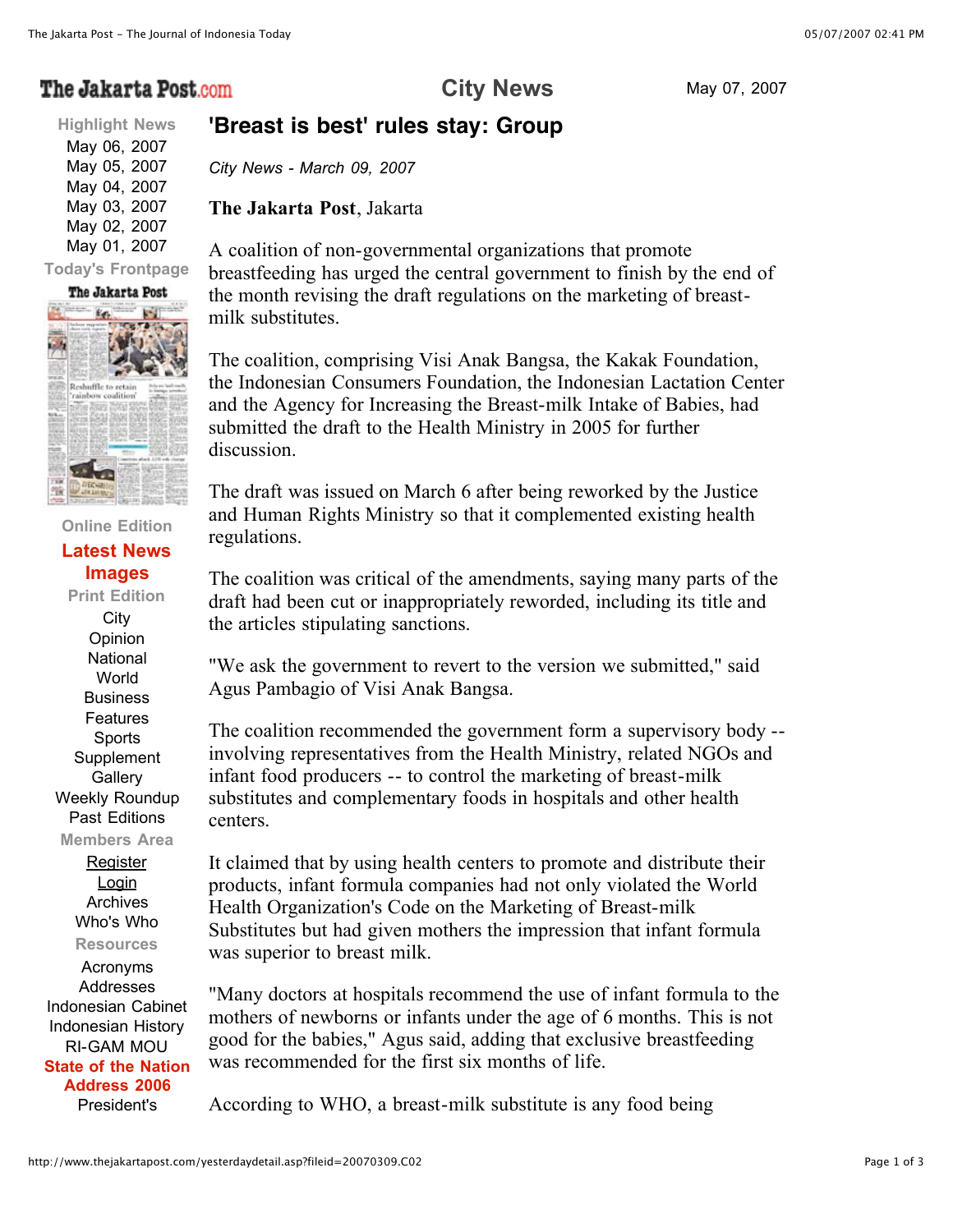# 'Breast is best' rules stay: Group

*City News - March 09, 2007*

**The Jakarta Post**, Jakarta

A coalition of non-governmental organizations that promote breastfeeding has urged the central government to finish by the end of the month revising the draft regulations on the marketing of breast-milk substitutes.

The coalition, comprising Visi Anak Bangsa, the Kakak Foundation, the Indonesian Consumers Foundation, the Indonesian Lactation Center and the Agency for Increasing the Breast-milk Intake of Babies, had submitted the draft to the Health Ministry in 2005 for further discussion.

The draft was issued on March 6 after being reworked by the Justice and Human Rights Ministry so that it complemented existing health regulations.

The coalition was critical of the amendments, saying many parts of the draft had been cut or inappropriately reworded, including its title and the articles stipulating sanctions.

"We ask the government to revert to the version we submitted," said Agus Pambagio of Visi Anak Bangsa.

The coalition recommended the government form a supervisory body -- involving representatives from the Health Ministry, related NGOs and infant food producers -- to control the marketing of breast-milk substitutes and complementary foods in hospitals and other health centers.

It claimed that by using health centers to promote and distribute their products, infant formula companies had not only violated the World Health Organization's Code on the Marketing of Breast-milk Substitutes but had given mothers the impression that infant formula was superior to breast milk.

"Many doctors at hospitals recommend the use of infant formula to the mothers of newborns or infants under the age of 6 months. This is not good for the babies," Agus said, adding that exclusive breastfeeding was recommended for the first six months of life.

According to WHO, a breast-milk substitute is any food being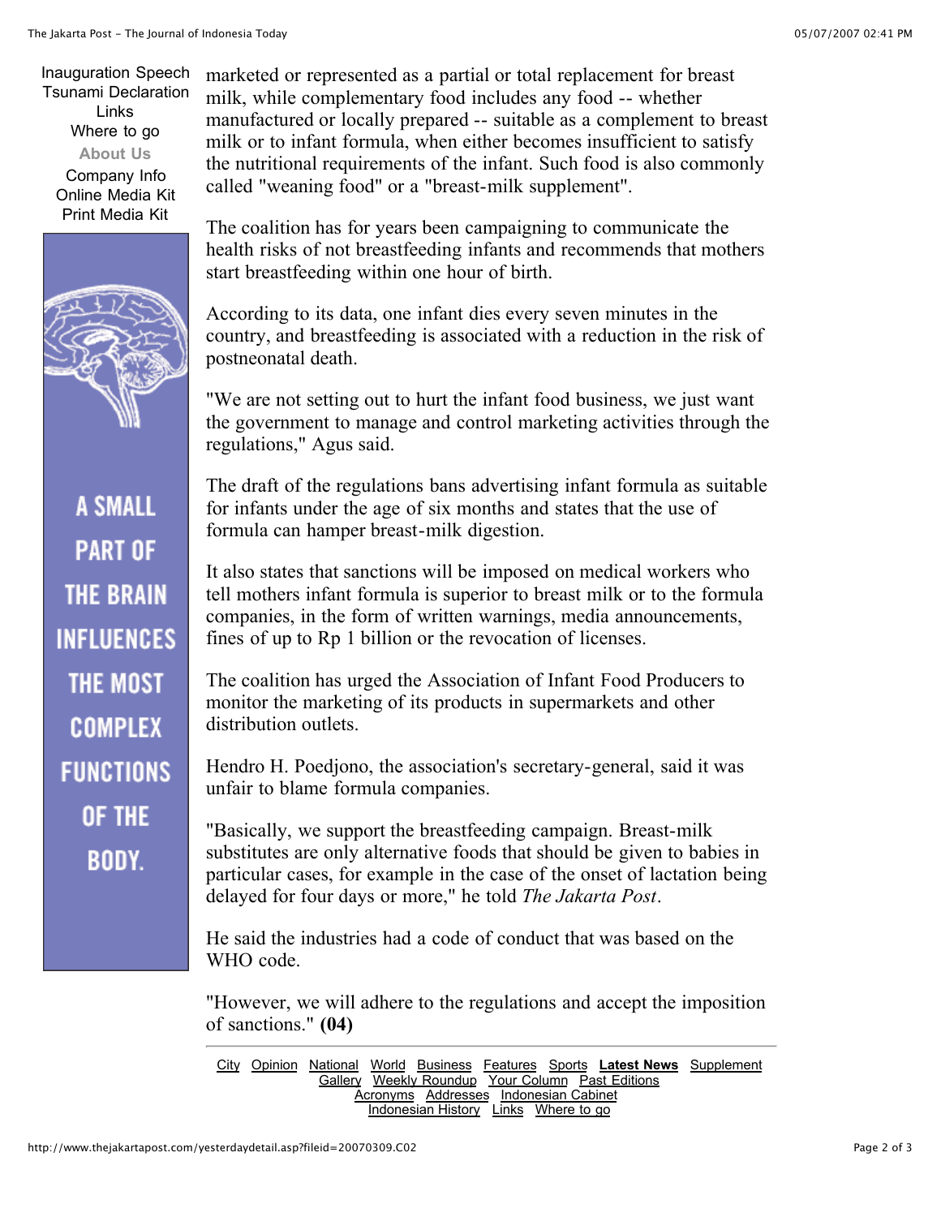marketed or represented as a partial or total replacement for breast milk, while complementary food includes any food -- whether manufactured or locally prepared -- suitable as a complement to breast milk or to infant formula, when either becomes insufficient to satisfy the nutritional requirements of the infant. Such food is also commonly called "weaning food" or a "breast-milk supplement".

The coalition has for years been campaigning to communicate the health risks of not breastfeeding infants and recommends that mothers start breastfeeding within one hour of birth.

According to its data, one infant dies every seven minutes in the country, and breastfeeding is associated with a reduction in the risk of postneonatal death.

"We are not setting out to hurt the infant food business, we just want the government to manage and control marketing activities through the regulations," Agus said.

The draft of the regulations bans advertising infant formula as suitable for infants under the age of six months and states that the use of formula can hamper breast-milk digestion.

It also states that sanctions will be imposed on medical workers who tell mothers infant formula is superior to breast milk or to the formula companies, in the form of written warnings, media announcements, fines of up to Rp 1 billion or the revocation of licenses.

The coalition has urged the Association of Infant Food Producers to monitor the marketing of its products in supermarkets and other distribution outlets.

Hendro H. Poedjono, the association's secretary-general, said it was unfair to blame formula companies.

"Basically, we support the breastfeeding campaign. Breast-milk substitutes are only alternative foods that should be given to babies in particular cases, for example in the case of the onset of lactation being delayed for four days or more," he told *The Jakarta Post*.

He said the industries had a code of conduct that was based on the WHO code.

"However, we will adhere to the regulations and accept the imposition of sanctions." **(04)**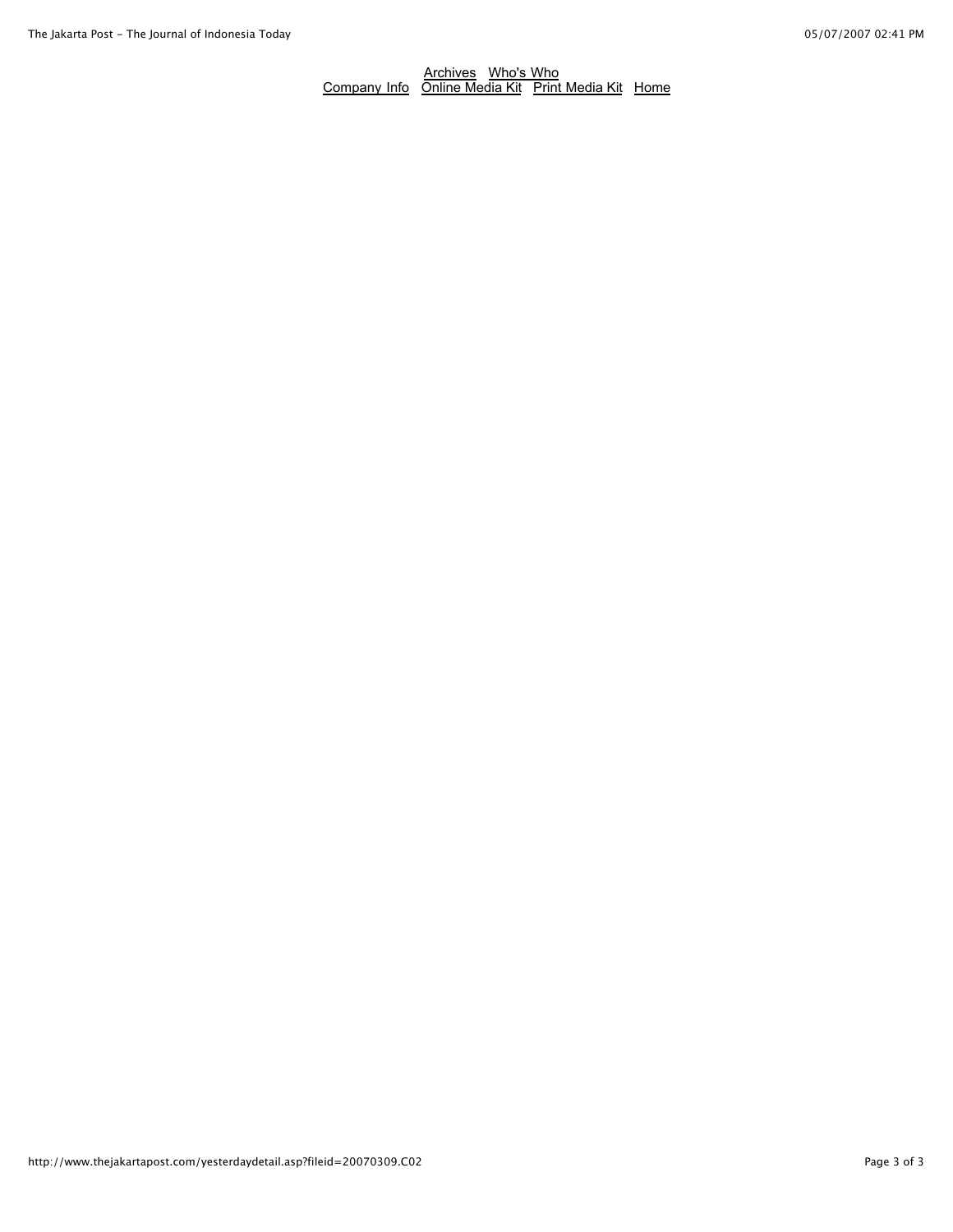Archives Who's Who
Company Info Online Media Kit Print Media Kit Home